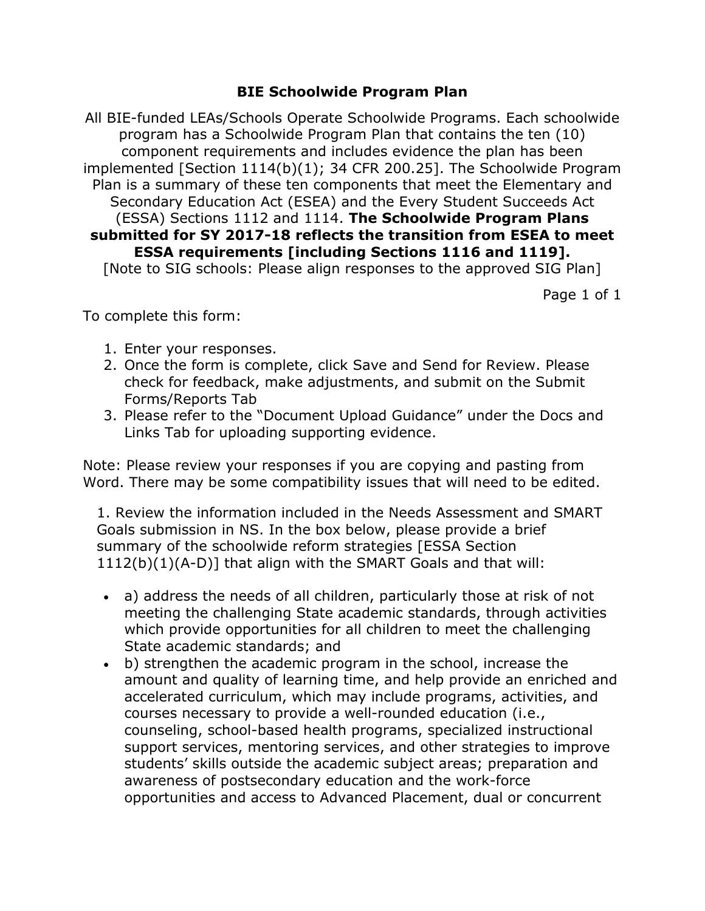# BIE Schoolwide Program Plan

All BIE-funded LEAs/Schools Operate Schoolwide Programs. Each schoolwide program has a Schoolwide Program Plan that contains the ten (10) component requirements and includes evidence the plan has been implemented [Section 1114(b)(1); 34 CFR 200.25]. The Schoolwide Program Plan is a summary of these ten components that meet the Elementary and Secondary Education Act (ESEA) and the Every Student Succeeds Act (ESSA) Sections 1112 and 1114. **The Schoolwide Program Plans submitted for SY 2017-18 reflects the transition from ESEA to meet ESSA requirements [including Sections 1116 and 1119].**

[Note to SIG schools: Please align responses to the approved SIG Plan]

Page 1 of 1

To complete this form:

1. Enter your responses.
2. Once the form is complete, click Save and Send for Review. Please check for feedback, make adjustments, and submit on the Submit Forms/Reports Tab
3. Please refer to the "Document Upload Guidance" under the Docs and Links Tab for uploading supporting evidence.

Note: Please review your responses if you are copying and pasting from Word. There may be some compatibility issues that will need to be edited.

1. Review the information included in the Needs Assessment and SMART Goals submission in NS. In the box below, please provide a brief summary of the schoolwide reform strategies [ESSA Section 1112(b)(1)(A-D)] that align with the SMART Goals and that will:

- a) address the needs of all children, particularly those at risk of not meeting the challenging State academic standards, through activities which provide opportunities for all children to meet the challenging State academic standards; and
- b) strengthen the academic program in the school, increase the amount and quality of learning time, and help provide an enriched and accelerated curriculum, which may include programs, activities, and courses necessary to provide a well-rounded education (i.e., counseling, school-based health programs, specialized instructional support services, mentoring services, and other strategies to improve students' skills outside the academic subject areas; preparation and awareness of postsecondary education and the work-force opportunities and access to Advanced Placement, dual or concurrent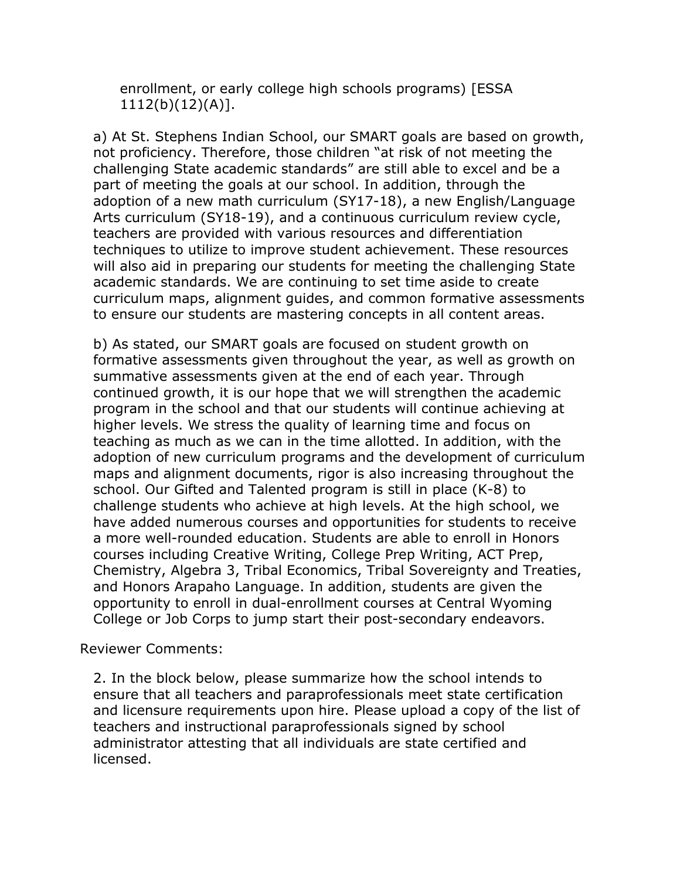enrollment, or early college high schools programs) [ESSA 1112(b)(12)(A)].

a) At St. Stephens Indian School, our SMART goals are based on growth, not proficiency. Therefore, those children "at risk of not meeting the challenging State academic standards" are still able to excel and be a part of meeting the goals at our school. In addition, through the adoption of a new math curriculum (SY17-18), a new English/Language Arts curriculum (SY18-19), and a continuous curriculum review cycle, teachers are provided with various resources and differentiation techniques to utilize to improve student achievement. These resources will also aid in preparing our students for meeting the challenging State academic standards. We are continuing to set time aside to create curriculum maps, alignment guides, and common formative assessments to ensure our students are mastering concepts in all content areas.

b) As stated, our SMART goals are focused on student growth on formative assessments given throughout the year, as well as growth on summative assessments given at the end of each year. Through continued growth, it is our hope that we will strengthen the academic program in the school and that our students will continue achieving at higher levels. We stress the quality of learning time and focus on teaching as much as we can in the time allotted. In addition, with the adoption of new curriculum programs and the development of curriculum maps and alignment documents, rigor is also increasing throughout the school. Our Gifted and Talented program is still in place (K-8) to challenge students who achieve at high levels. At the high school, we have added numerous courses and opportunities for students to receive a more well-rounded education. Students are able to enroll in Honors courses including Creative Writing, College Prep Writing, ACT Prep, Chemistry, Algebra 3, Tribal Economics, Tribal Sovereignty and Treaties, and Honors Arapaho Language. In addition, students are given the opportunity to enroll in dual-enrollment courses at Central Wyoming College or Job Corps to jump start their post-secondary endeavors.

Reviewer Comments:

2. In the block below, please summarize how the school intends to ensure that all teachers and paraprofessionals meet state certification and licensure requirements upon hire. Please upload a copy of the list of teachers and instructional paraprofessionals signed by school administrator attesting that all individuals are state certified and licensed.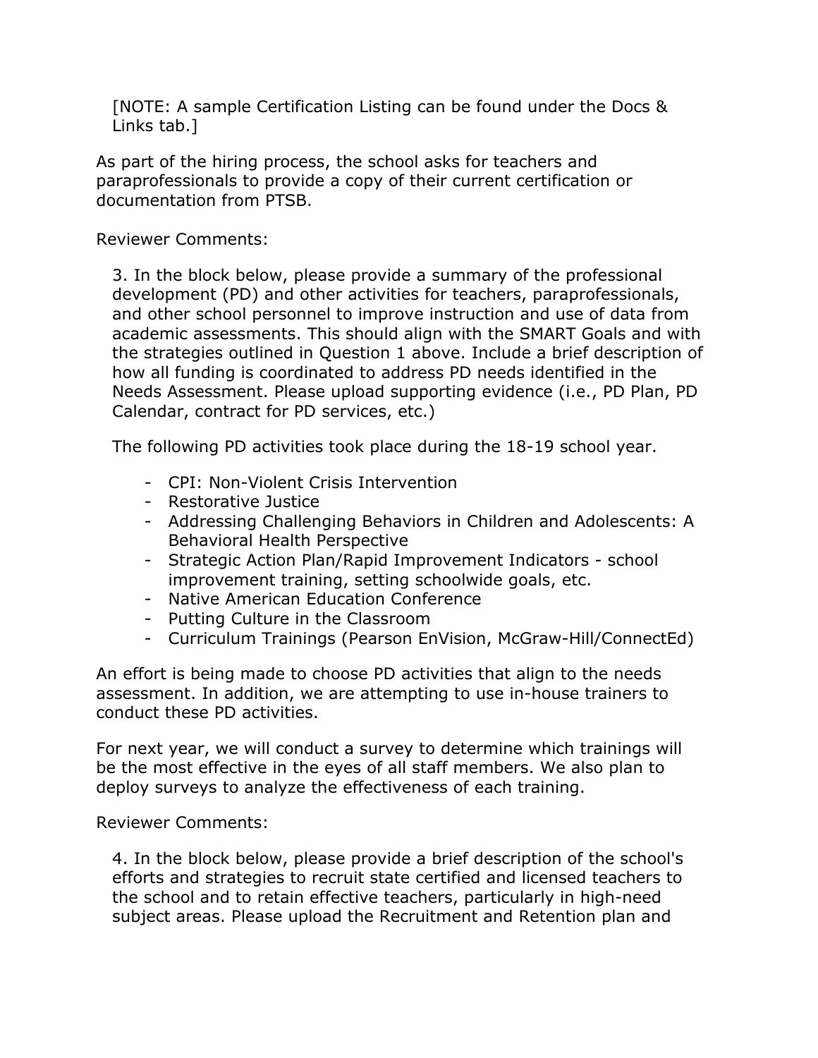[NOTE: A sample Certification Listing can be found under the Docs & Links tab.]

As part of the hiring process, the school asks for teachers and paraprofessionals to provide a copy of their current certification or documentation from PTSB.

Reviewer Comments:

3. In the block below, please provide a summary of the professional development (PD) and other activities for teachers, paraprofessionals, and other school personnel to improve instruction and use of data from academic assessments. This should align with the SMART Goals and with the strategies outlined in Question 1 above. Include a brief description of how all funding is coordinated to address PD needs identified in the Needs Assessment. Please upload supporting evidence (i.e., PD Plan, PD Calendar, contract for PD services, etc.)

The following PD activities took place during the 18-19 school year.

- CPI: Non-Violent Crisis Intervention
- Restorative Justice
- Addressing Challenging Behaviors in Children and Adolescents: A Behavioral Health Perspective
- Strategic Action Plan/Rapid Improvement Indicators - school improvement training, setting schoolwide goals, etc.
- Native American Education Conference
- Putting Culture in the Classroom
- Curriculum Trainings (Pearson EnVision, McGraw-Hill/ConnectEd)

An effort is being made to choose PD activities that align to the needs assessment. In addition, we are attempting to use in-house trainers to conduct these PD activities.

For next year, we will conduct a survey to determine which trainings will be the most effective in the eyes of all staff members. We also plan to deploy surveys to analyze the effectiveness of each training.

Reviewer Comments:

4. In the block below, please provide a brief description of the school's efforts and strategies to recruit state certified and licensed teachers to the school and to retain effective teachers, particularly in high-need subject areas. Please upload the Recruitment and Retention plan and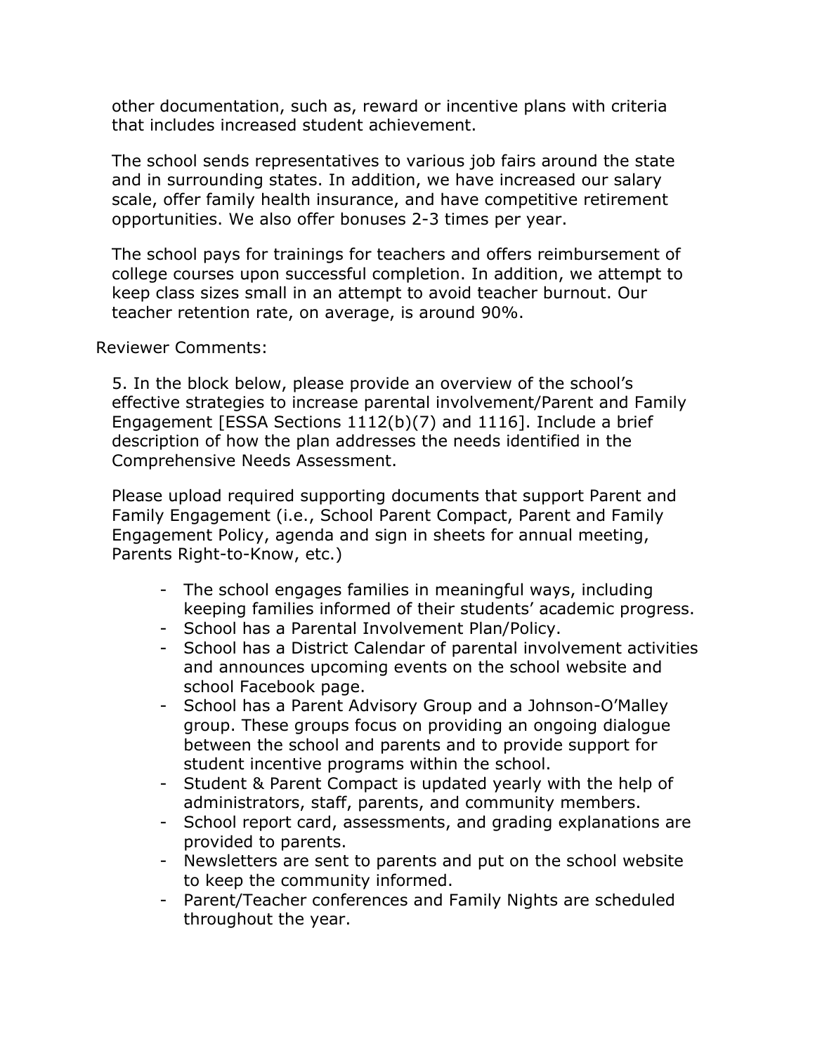other documentation, such as, reward or incentive plans with criteria that includes increased student achievement.

The school sends representatives to various job fairs around the state and in surrounding states. In addition, we have increased our salary scale, offer family health insurance, and have competitive retirement opportunities. We also offer bonuses 2-3 times per year.

The school pays for trainings for teachers and offers reimbursement of college courses upon successful completion. In addition, we attempt to keep class sizes small in an attempt to avoid teacher burnout. Our teacher retention rate, on average, is around 90%.

Reviewer Comments:

5. In the block below, please provide an overview of the school's effective strategies to increase parental involvement/Parent and Family Engagement [ESSA Sections 1112(b)(7) and 1116]. Include a brief description of how the plan addresses the needs identified in the Comprehensive Needs Assessment.

Please upload required supporting documents that support Parent and Family Engagement (i.e., School Parent Compact, Parent and Family Engagement Policy, agenda and sign in sheets for annual meeting, Parents Right-to-Know, etc.)

- The school engages families in meaningful ways, including keeping families informed of their students' academic progress.
- School has a Parental Involvement Plan/Policy.
- School has a District Calendar of parental involvement activities and announces upcoming events on the school website and school Facebook page.
- School has a Parent Advisory Group and a Johnson-O'Malley group. These groups focus on providing an ongoing dialogue between the school and parents and to provide support for student incentive programs within the school.
- Student & Parent Compact is updated yearly with the help of administrators, staff, parents, and community members.
- School report card, assessments, and grading explanations are provided to parents.
- Newsletters are sent to parents and put on the school website to keep the community informed.
- Parent/Teacher conferences and Family Nights are scheduled throughout the year.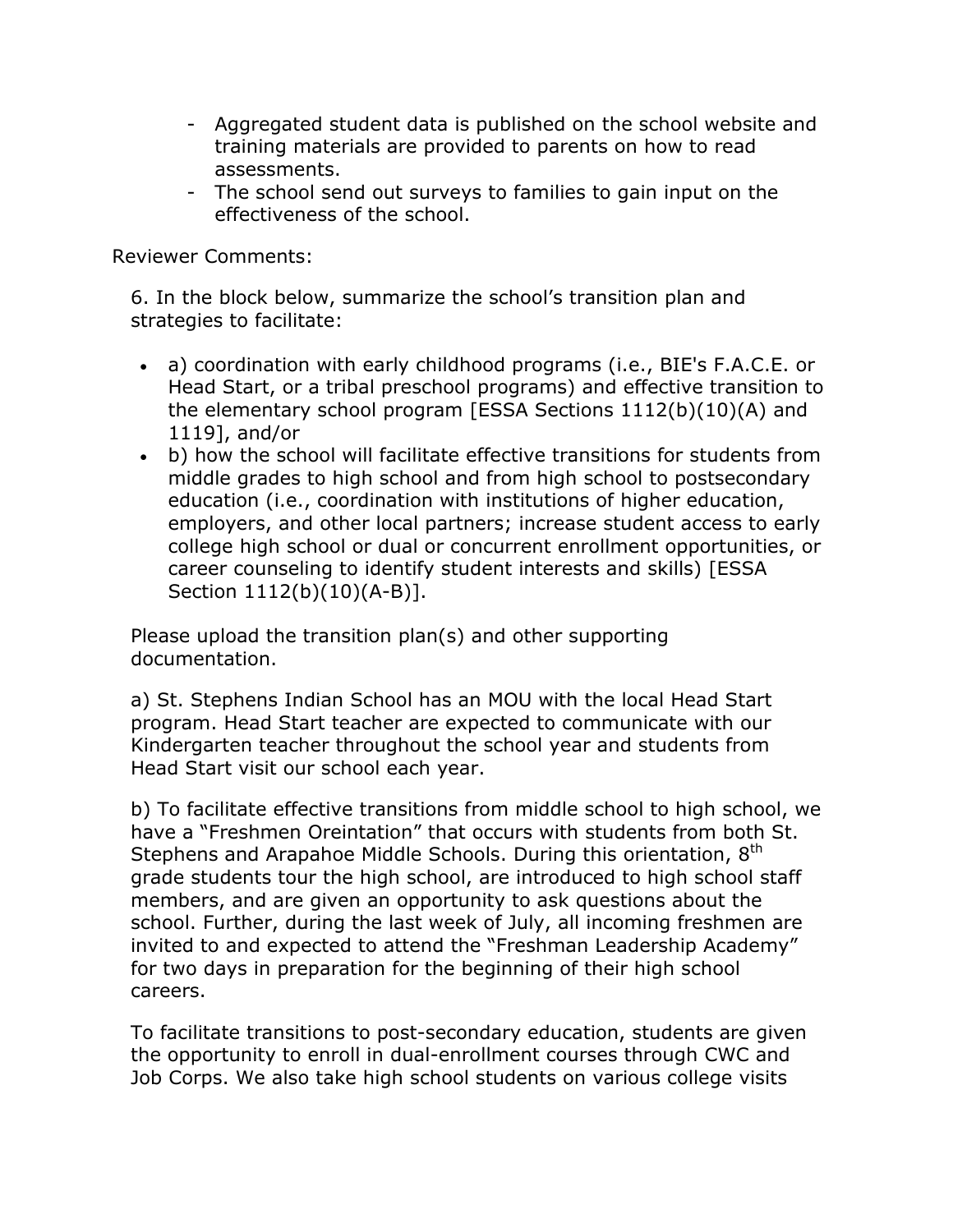- Aggregated student data is published on the school website and training materials are provided to parents on how to read assessments.
- The school send out surveys to families to gain input on the effectiveness of the school.

Reviewer Comments:

6. In the block below, summarize the school's transition plan and strategies to facilitate:

- a) coordination with early childhood programs (i.e., BIE's F.A.C.E. or Head Start, or a tribal preschool programs) and effective transition to the elementary school program [ESSA Sections 1112(b)(10)(A) and 1119], and/or
- b) how the school will facilitate effective transitions for students from middle grades to high school and from high school to postsecondary education (i.e., coordination with institutions of higher education, employers, and other local partners; increase student access to early college high school or dual or concurrent enrollment opportunities, or career counseling to identify student interests and skills) [ESSA Section 1112(b)(10)(A-B)].

Please upload the transition plan(s) and other supporting documentation.

a) St. Stephens Indian School has an MOU with the local Head Start program. Head Start teacher are expected to communicate with our Kindergarten teacher throughout the school year and students from Head Start visit our school each year.

b) To facilitate effective transitions from middle school to high school, we have a "Freshmen Oreintation" that occurs with students from both St. Stephens and Arapahoe Middle Schools. During this orientation, 8th grade students tour the high school, are introduced to high school staff members, and are given an opportunity to ask questions about the school. Further, during the last week of July, all incoming freshmen are invited to and expected to attend the "Freshman Leadership Academy" for two days in preparation for the beginning of their high school careers.

To facilitate transitions to post-secondary education, students are given the opportunity to enroll in dual-enrollment courses through CWC and Job Corps. We also take high school students on various college visits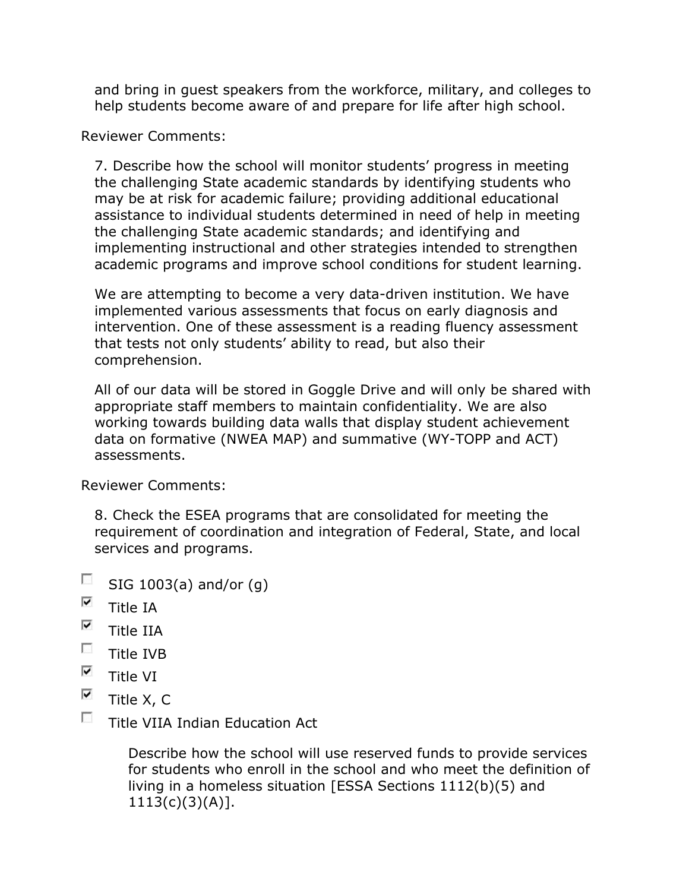and bring in guest speakers from the workforce, military, and colleges to help students become aware of and prepare for life after high school.

Reviewer Comments:

7. Describe how the school will monitor students' progress in meeting the challenging State academic standards by identifying students who may be at risk for academic failure; providing additional educational assistance to individual students determined in need of help in meeting the challenging State academic standards; and identifying and implementing instructional and other strategies intended to strengthen academic programs and improve school conditions for student learning.

We are attempting to become a very data-driven institution. We have implemented various assessments that focus on early diagnosis and intervention. One of these assessment is a reading fluency assessment that tests not only students' ability to read, but also their comprehension.

All of our data will be stored in Goggle Drive and will only be shared with appropriate staff members to maintain confidentiality. We are also working towards building data walls that display student achievement data on formative (NWEA MAP) and summative (WY-TOPP and ACT) assessments.

Reviewer Comments:

8. Check the ESEA programs that are consolidated for meeting the requirement of coordination and integration of Federal, State, and local services and programs.

- [ ] SIG 1003(a) and/or (g)
- [x] Title IA
- [x] Title IIA
- [ ] Title IVB
- [x] Title VI
- [x] Title X, C
- [ ] Title VIIA Indian Education Act

Describe how the school will use reserved funds to provide services for students who enroll in the school and who meet the definition of living in a homeless situation [ESSA Sections 1112(b)(5) and 1113(c)(3)(A)].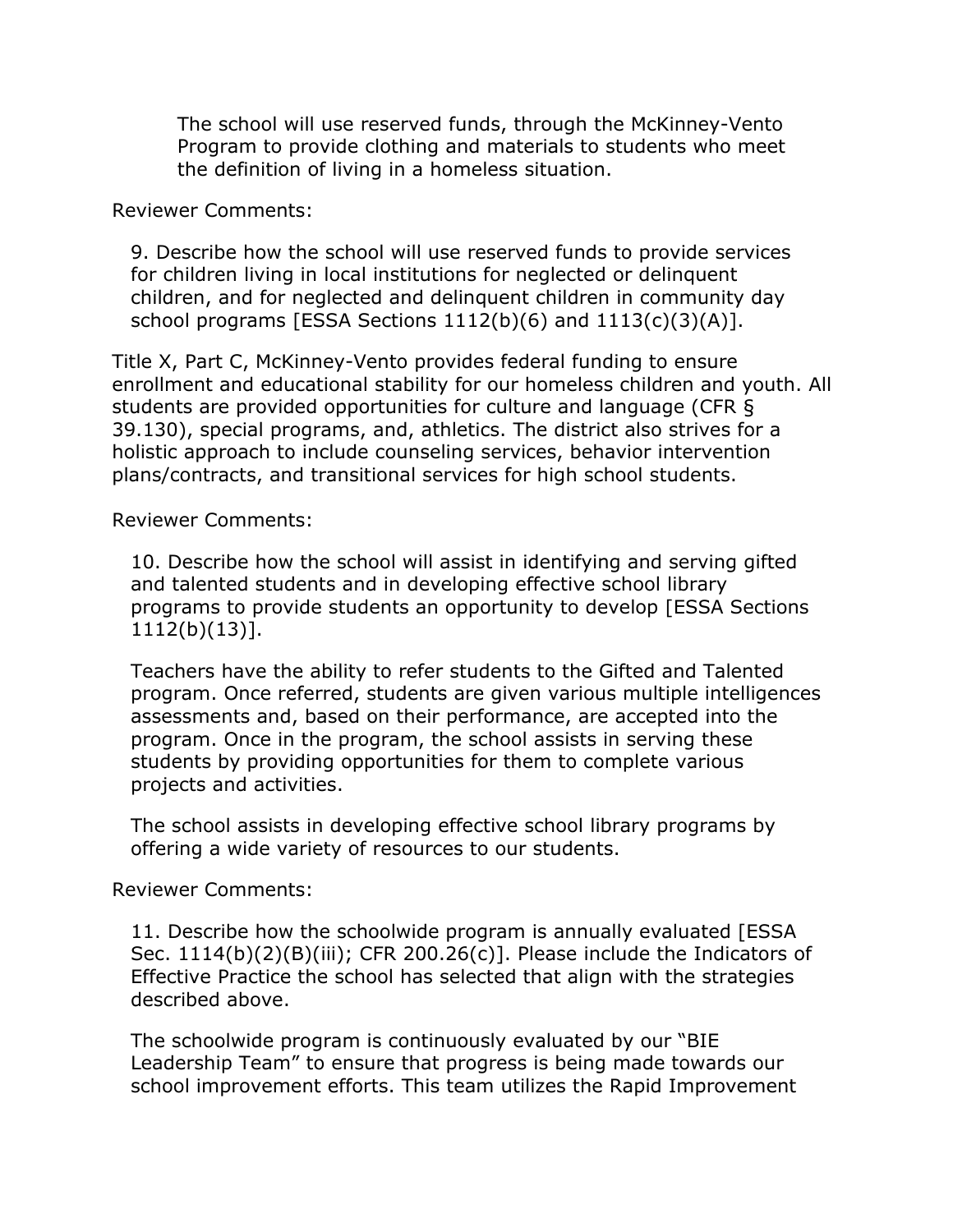The school will use reserved funds, through the McKinney-Vento Program to provide clothing and materials to students who meet the definition of living in a homeless situation.

Reviewer Comments:

9. Describe how the school will use reserved funds to provide services for children living in local institutions for neglected or delinquent children, and for neglected and delinquent children in community day school programs [ESSA Sections 1112(b)(6) and 1113(c)(3)(A)].

Title X, Part C, McKinney-Vento provides federal funding to ensure enrollment and educational stability for our homeless children and youth. All students are provided opportunities for culture and language (CFR § 39.130), special programs, and, athletics. The district also strives for a holistic approach to include counseling services, behavior intervention plans/contracts, and transitional services for high school students.

Reviewer Comments:

10. Describe how the school will assist in identifying and serving gifted and talented students and in developing effective school library programs to provide students an opportunity to develop [ESSA Sections 1112(b)(13)].

Teachers have the ability to refer students to the Gifted and Talented program. Once referred, students are given various multiple intelligences assessments and, based on their performance, are accepted into the program. Once in the program, the school assists in serving these students by providing opportunities for them to complete various projects and activities.

The school assists in developing effective school library programs by offering a wide variety of resources to our students.

Reviewer Comments:

11. Describe how the schoolwide program is annually evaluated [ESSA Sec. 1114(b)(2)(B)(iii); CFR 200.26(c)]. Please include the Indicators of Effective Practice the school has selected that align with the strategies described above.

The schoolwide program is continuously evaluated by our "BIE Leadership Team" to ensure that progress is being made towards our school improvement efforts. This team utilizes the Rapid Improvement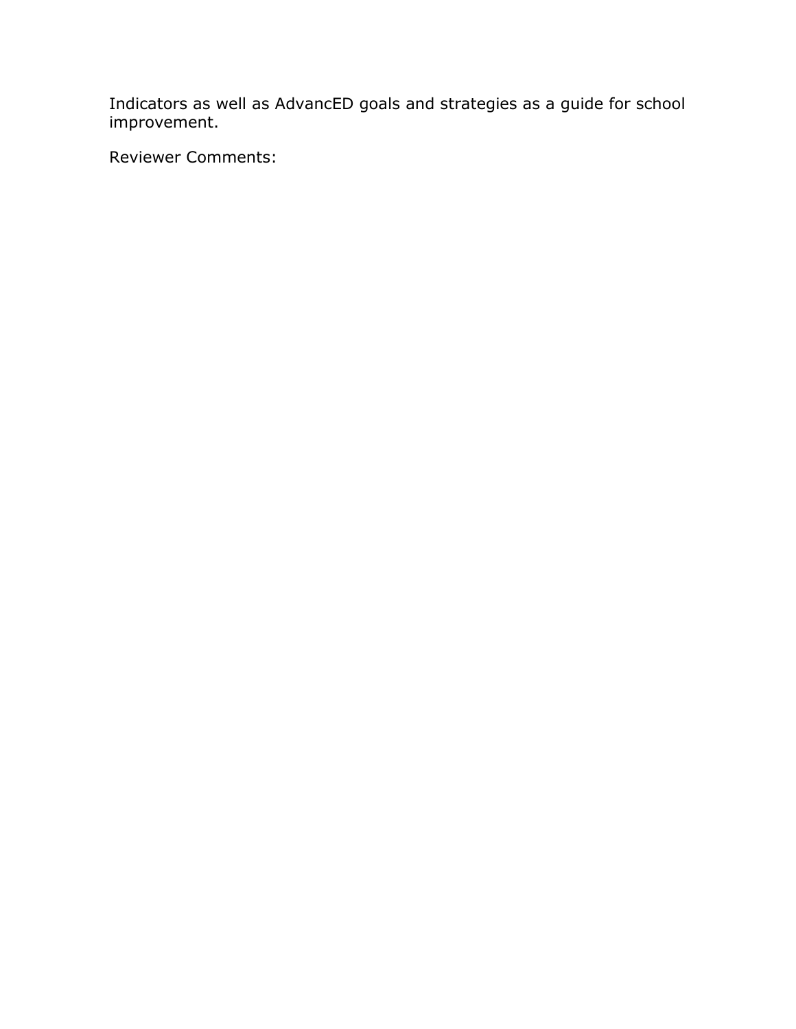Indicators as well as AdvancED goals and strategies as a guide for school improvement.

Reviewer Comments: